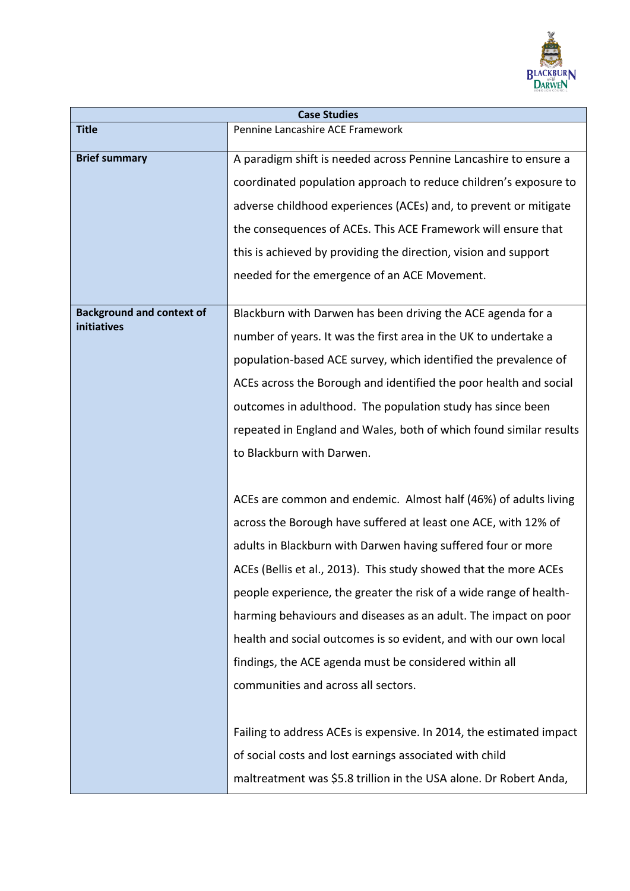| Case Studies | |
|---|---|
| **Title** | Pennine Lancashire ACE Framework |
| **Brief summary** | A paradigm shift is needed across Pennine Lancashire to ensure a coordinated population approach to reduce children's exposure to adverse childhood experiences (ACEs) and, to prevent or mitigate the consequences of ACEs. This ACE Framework will ensure that this is achieved by providing the direction, vision and support needed for the emergence of an ACE Movement. |
| **Background and context of initiatives** | Blackburn with Darwen has been driving the ACE agenda for a number of years. It was the first area in the UK to undertake a population-based ACE survey, which identified the prevalence of ACEs across the Borough and identified the poor health and social outcomes in adulthood. The population study has since been repeated in England and Wales, both of which found similar results to Blackburn with Darwen.<br><br>ACEs are common and endemic. Almost half (46%) of adults living across the Borough have suffered at least one ACE, with 12% of adults in Blackburn with Darwen having suffered four or more ACEs (Bellis et al., 2013). This study showed that the more ACEs people experience, the greater the risk of a wide range of health-harming behaviours and diseases as an adult. The impact on poor health and social outcomes is so evident, and with our own local findings, the ACE agenda must be considered within all communities and across all sectors.<br><br>Failing to address ACEs is expensive. In 2014, the estimated impact of social costs and lost earnings associated with child maltreatment was $5.8 trillion in the USA alone. Dr Robert Anda, |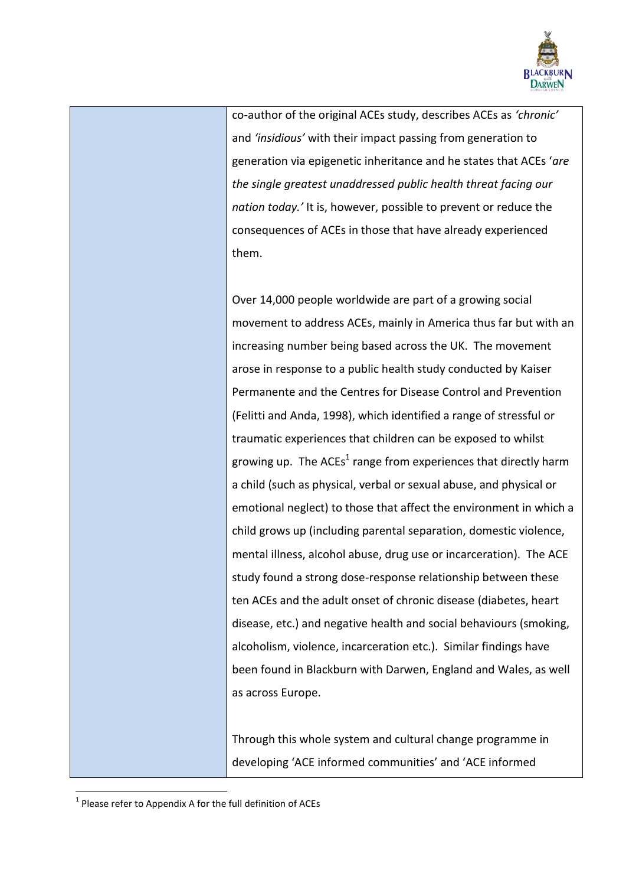co-author of the original ACEs study, describes ACEs as *'chronic'* and *'insidious'* with their impact passing from generation to generation via epigenetic inheritance and he states that ACEs '*are the single greatest unaddressed public health threat facing our nation today.'* It is, however, possible to prevent or reduce the consequences of ACEs in those that have already experienced them.

Over 14,000 people worldwide are part of a growing social movement to address ACEs, mainly in America thus far but with an increasing number being based across the UK. The movement arose in response to a public health study conducted by Kaiser Permanente and the Centres for Disease Control and Prevention (Felitti and Anda, 1998), which identified a range of stressful or traumatic experiences that children can be exposed to whilst growing up. The ACEs[1] range from experiences that directly harm a child (such as physical, verbal or sexual abuse, and physical or emotional neglect) to those that affect the environment in which a child grows up (including parental separation, domestic violence, mental illness, alcohol abuse, drug use or incarceration). The ACE study found a strong dose-response relationship between these ten ACEs and the adult onset of chronic disease (diabetes, heart disease, etc.) and negative health and social behaviours (smoking, alcoholism, violence, incarceration etc.). Similar findings have been found in Blackburn with Darwen, England and Wales, as well as across Europe.

Through this whole system and cultural change programme in developing 'ACE informed communities' and 'ACE informed

[1] Please refer to Appendix A for the full definition of ACEs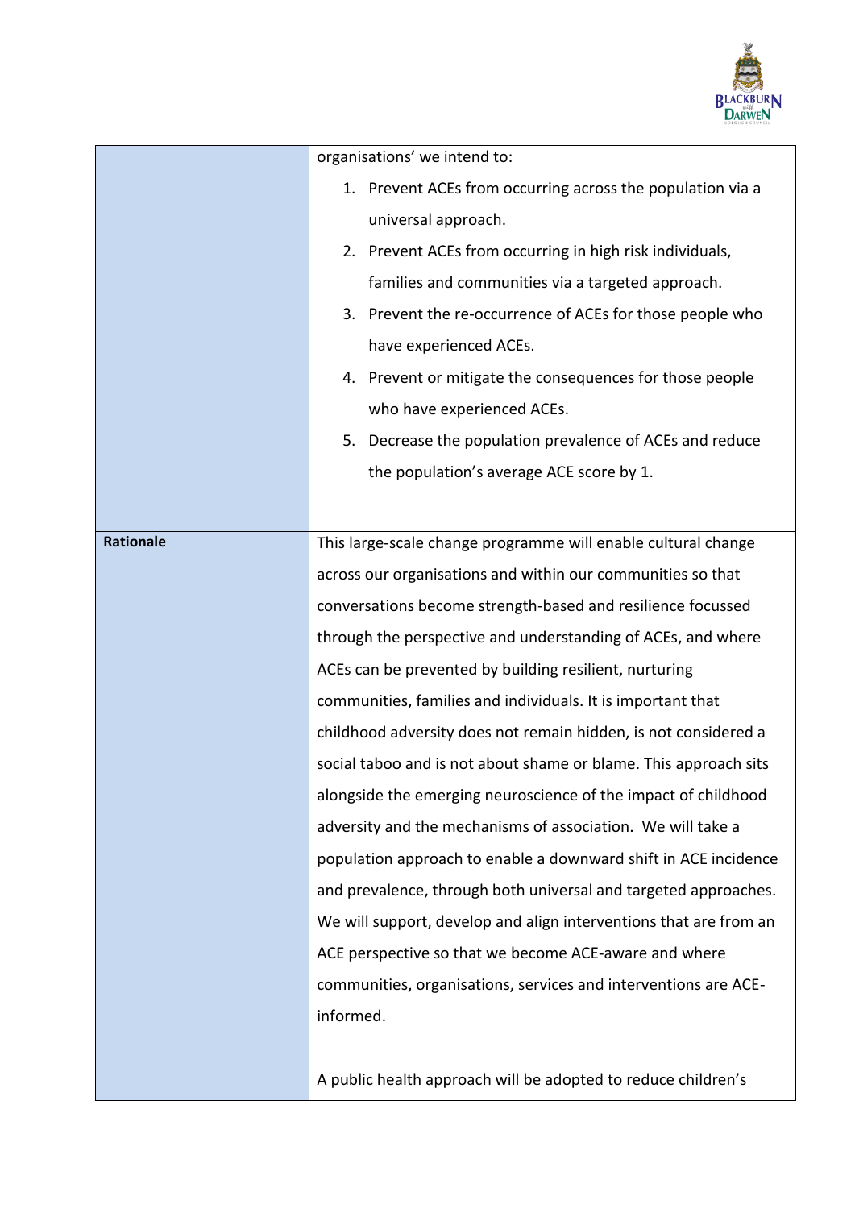| | |
|---|---|
| | organisations' we intend to:<br>1. Prevent ACEs from occurring across the population via a universal approach.<br>2. Prevent ACEs from occurring in high risk individuals, families and communities via a targeted approach.<br>3. Prevent the re-occurrence of ACEs for those people who have experienced ACEs.<br>4. Prevent or mitigate the consequences for those people who have experienced ACEs.<br>5. Decrease the population prevalence of ACEs and reduce the population's average ACE score by 1. |
| **Rationale** | This large-scale change programme will enable cultural change across our organisations and within our communities so that conversations become strength-based and resilience focussed through the perspective and understanding of ACEs, and where ACEs can be prevented by building resilient, nurturing communities, families and individuals. It is important that childhood adversity does not remain hidden, is not considered a social taboo and is not about shame or blame. This approach sits alongside the emerging neuroscience of the impact of childhood adversity and the mechanisms of association. We will take a population approach to enable a downward shift in ACE incidence and prevalence, through both universal and targeted approaches. We will support, develop and align interventions that are from an ACE perspective so that we become ACE-aware and where communities, organisations, services and interventions are ACE-informed.<br><br>A public health approach will be adopted to reduce children's |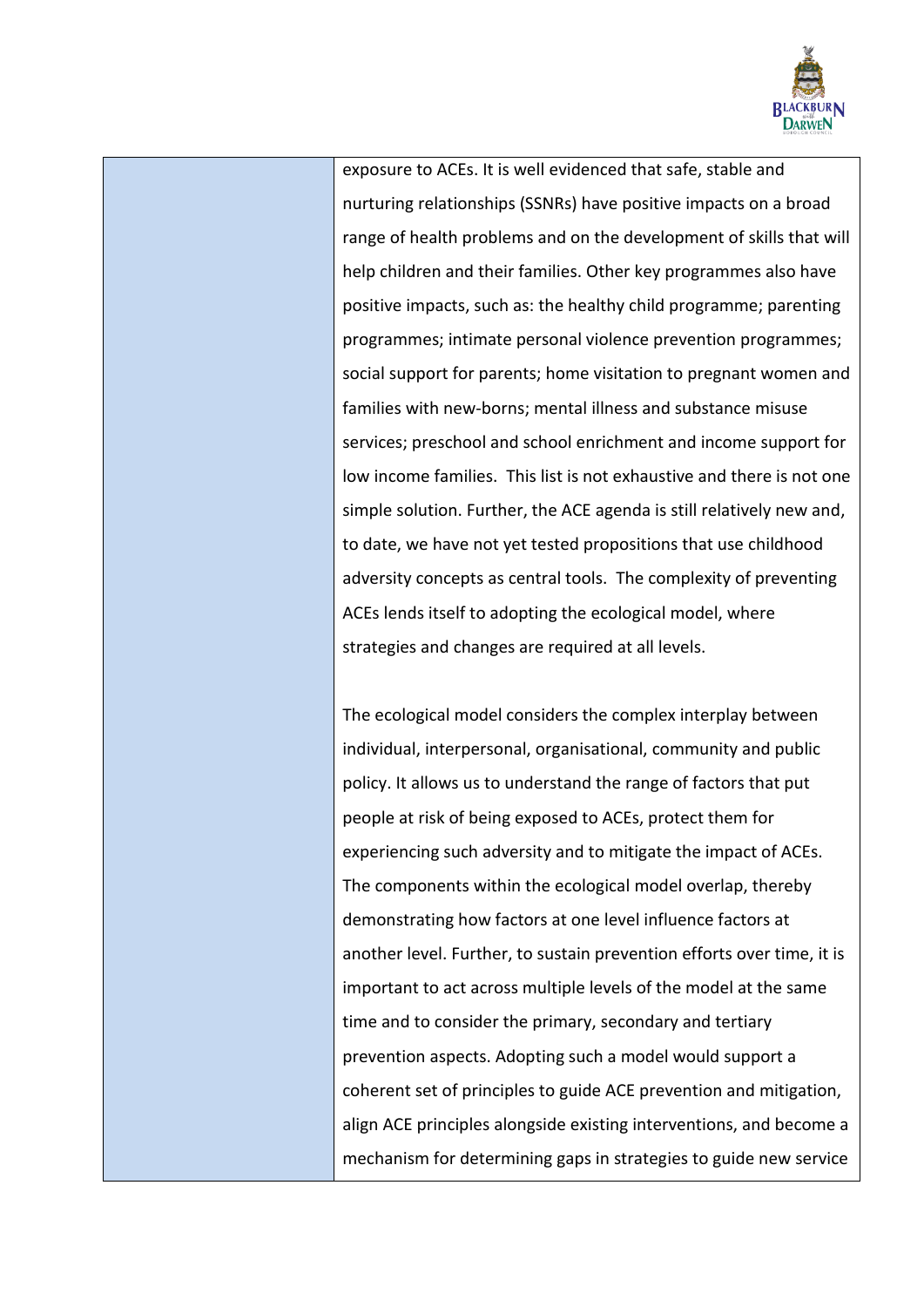| | |
|---|---|
| | exposure to ACEs. It is well evidenced that safe, stable and nurturing relationships (SSNRs) have positive impacts on a broad range of health problems and on the development of skills that will help children and their families. Other key programmes also have positive impacts, such as: the healthy child programme; parenting programmes; intimate personal violence prevention programmes; social support for parents; home visitation to pregnant women and families with new-borns; mental illness and substance misuse services; preschool and school enrichment and income support for low income families. This list is not exhaustive and there is not one simple solution. Further, the ACE agenda is still relatively new and, to date, we have not yet tested propositions that use childhood adversity concepts as central tools. The complexity of preventing ACEs lends itself to adopting the ecological model, where strategies and changes are required at all levels.<br><br>The ecological model considers the complex interplay between individual, interpersonal, organisational, community and public policy. It allows us to understand the range of factors that put people at risk of being exposed to ACEs, protect them for experiencing such adversity and to mitigate the impact of ACEs. The components within the ecological model overlap, thereby demonstrating how factors at one level influence factors at another level. Further, to sustain prevention efforts over time, it is important to act across multiple levels of the model at the same time and to consider the primary, secondary and tertiary prevention aspects. Adopting such a model would support a coherent set of principles to guide ACE prevention and mitigation, align ACE principles alongside existing interventions, and become a mechanism for determining gaps in strategies to guide new service |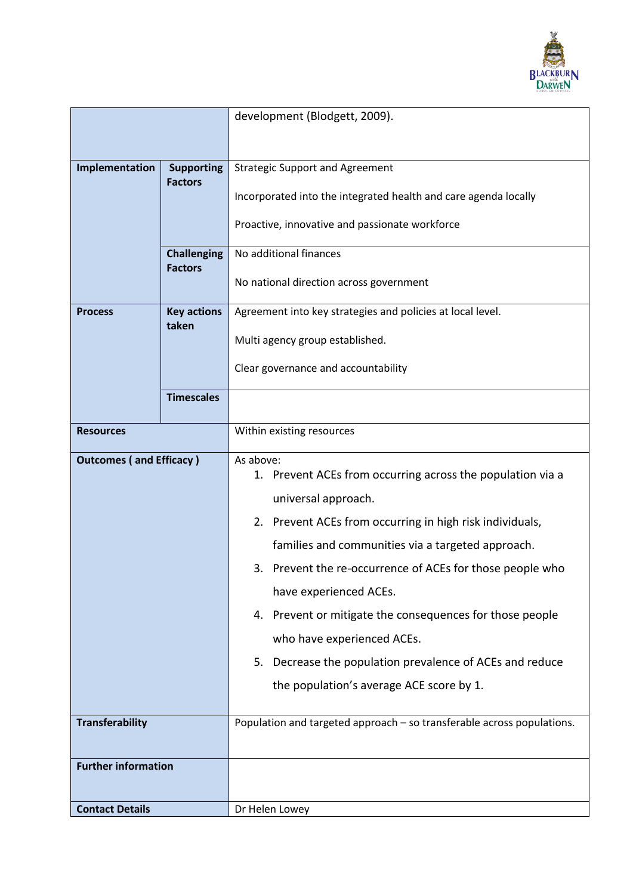|  |  | development (Blodgett, 2009). |
| --- | --- | --- |
| **Implementation** | **Supporting Factors** | Strategic Support and Agreement<br><br>Incorporated into the integrated health and care agenda locally<br><br>Proactive, innovative and passionate workforce |
|  | **Challenging Factors** | No additional finances<br><br>No national direction across government |
| **Process** | **Key actions taken** | Agreement into key strategies and policies at local level.<br><br>Multi agency group established.<br><br>Clear governance and accountability |
|  | **Timescales** |  |
| **Resources** |  | Within existing resources |
| **Outcomes ( and Efficacy )** |  | As above:<br>1. Prevent ACEs from occurring across the population via a universal approach.<br>2. Prevent ACEs from occurring in high risk individuals, families and communities via a targeted approach.<br>3. Prevent the re-occurrence of ACEs for those people who have experienced ACEs.<br>4. Prevent or mitigate the consequences for those people who have experienced ACEs.<br>5. Decrease the population prevalence of ACEs and reduce the population's average ACE score by 1. |
| **Transferability** |  | Population and targeted approach – so transferable across populations. |
| **Further information** |  |  |
| **Contact Details** |  | Dr Helen Lowey |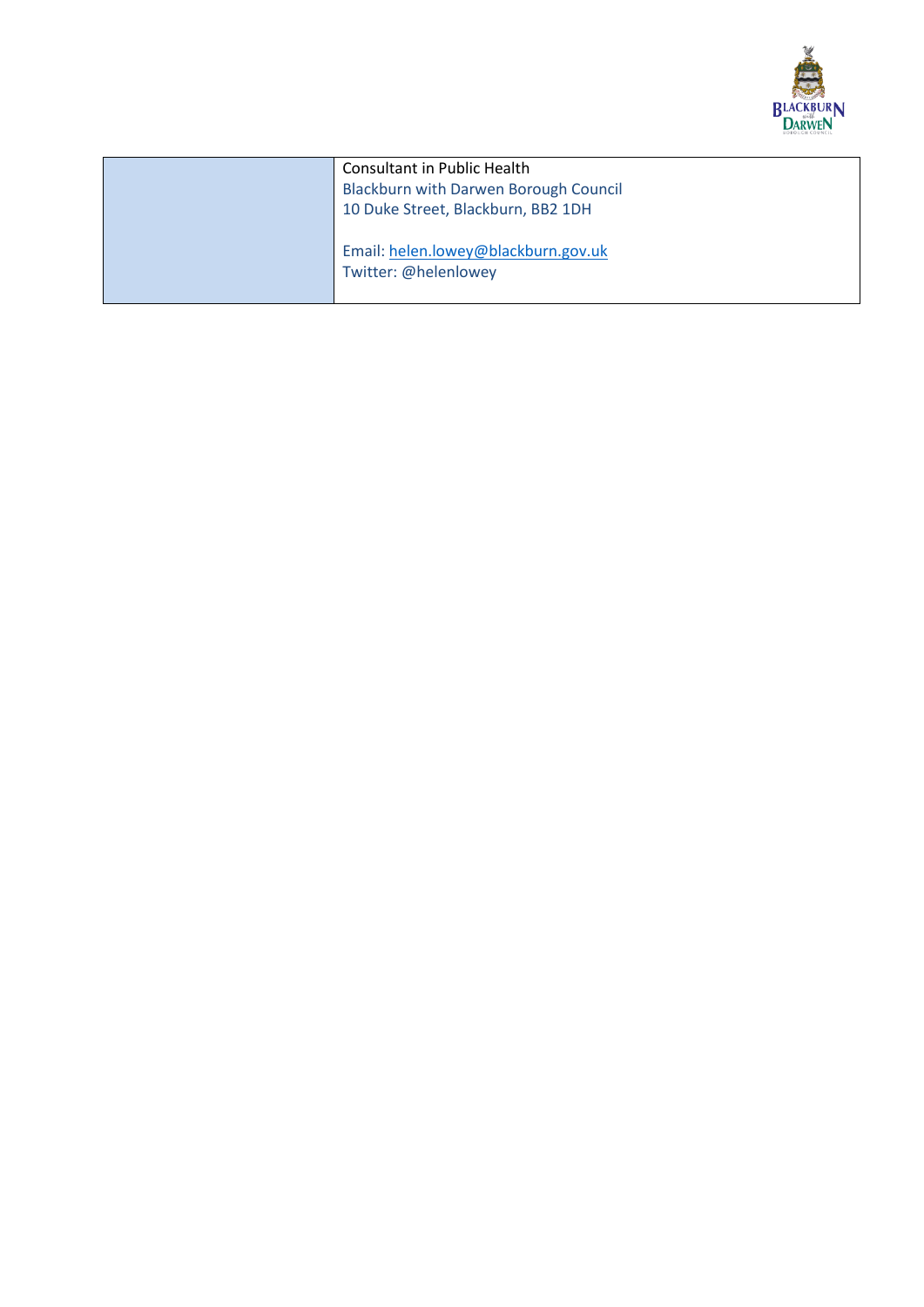| | |
|---|---|
| | Consultant in Public Health<br>Blackburn with Darwen Borough Council<br>10 Duke Street, Blackburn, BB2 1DH<br><br>Email: helen.lowey@blackburn.gov.uk<br>Twitter: @helenlowey |